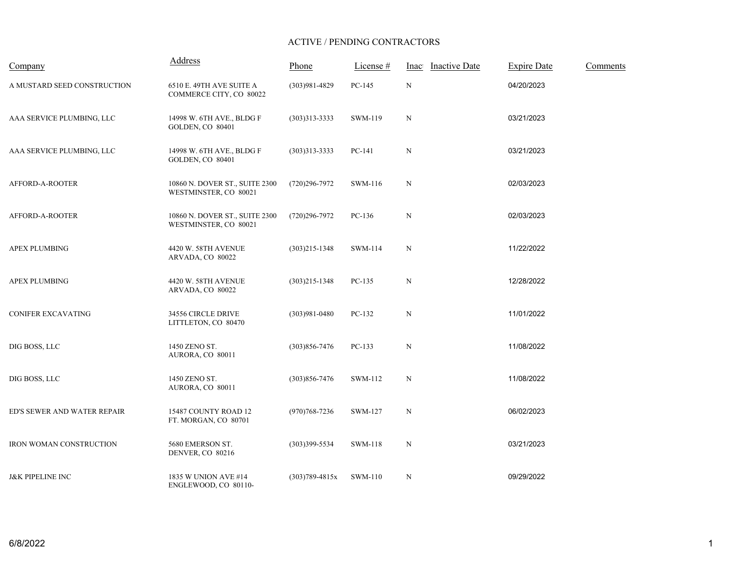# ACTIVE / PENDING CONTRACTORS

| Company | Address | Phone | License # | Inact | Inactive Date | Expire Date | Comments |
|---|---|---|---|---|---|---|---|
| A MUSTARD SEED CONSTRUCTION | 6510 E. 49TH AVE SUITE A COMMERCE CITY, CO 80022 | (303)981-4829 | PC-145 | N | | 04/20/2023 | |
| AAA SERVICE PLUMBING, LLC | 14998 W. 6TH AVE., BLDG F GOLDEN, CO 80401 | (303)313-3333 | SWM-119 | N | | 03/21/2023 | |
| AAA SERVICE PLUMBING, LLC | 14998 W. 6TH AVE., BLDG F GOLDEN, CO 80401 | (303)313-3333 | PC-141 | N | | 03/21/2023 | |
| AFFORD-A-ROOTER | 10860 N. DOVER ST., SUITE 2300 WESTMINSTER, CO 80021 | (720)296-7972 | SWM-116 | N | | 02/03/2023 | |
| AFFORD-A-ROOTER | 10860 N. DOVER ST., SUITE 2300 WESTMINSTER, CO 80021 | (720)296-7972 | PC-136 | N | | 02/03/2023 | |
| APEX PLUMBING | 4420 W. 58TH AVENUE ARVADA, CO 80022 | (303)215-1348 | SWM-114 | N | | 11/22/2022 | |
| APEX PLUMBING | 4420 W. 58TH AVENUE ARVADA, CO 80022 | (303)215-1348 | PC-135 | N | | 12/28/2022 | |
| CONIFER EXCAVATING | 34556 CIRCLE DRIVE LITTLETON, CO 80470 | (303)981-0480 | PC-132 | N | | 11/01/2022 | |
| DIG BOSS, LLC | 1450 ZENO ST. AURORA, CO 80011 | (303)856-7476 | PC-133 | N | | 11/08/2022 | |
| DIG BOSS, LLC | 1450 ZENO ST. AURORA, CO 80011 | (303)856-7476 | SWM-112 | N | | 11/08/2022 | |
| ED'S SEWER AND WATER REPAIR | 15487 COUNTY ROAD 12 FT. MORGAN, CO 80701 | (970)768-7236 | SWM-127 | N | | 06/02/2023 | |
| IRON WOMAN CONSTRUCTION | 5680 EMERSON ST. DENVER, CO 80216 | (303)399-5534 | SWM-118 | N | | 03/21/2023 | |
| J&K PIPELINE INC | 1835 W UNION AVE #14 ENGLEWOOD, CO 80110- | (303)789-4815x | SWM-110 | N | | 09/29/2022 | |

6/8/2022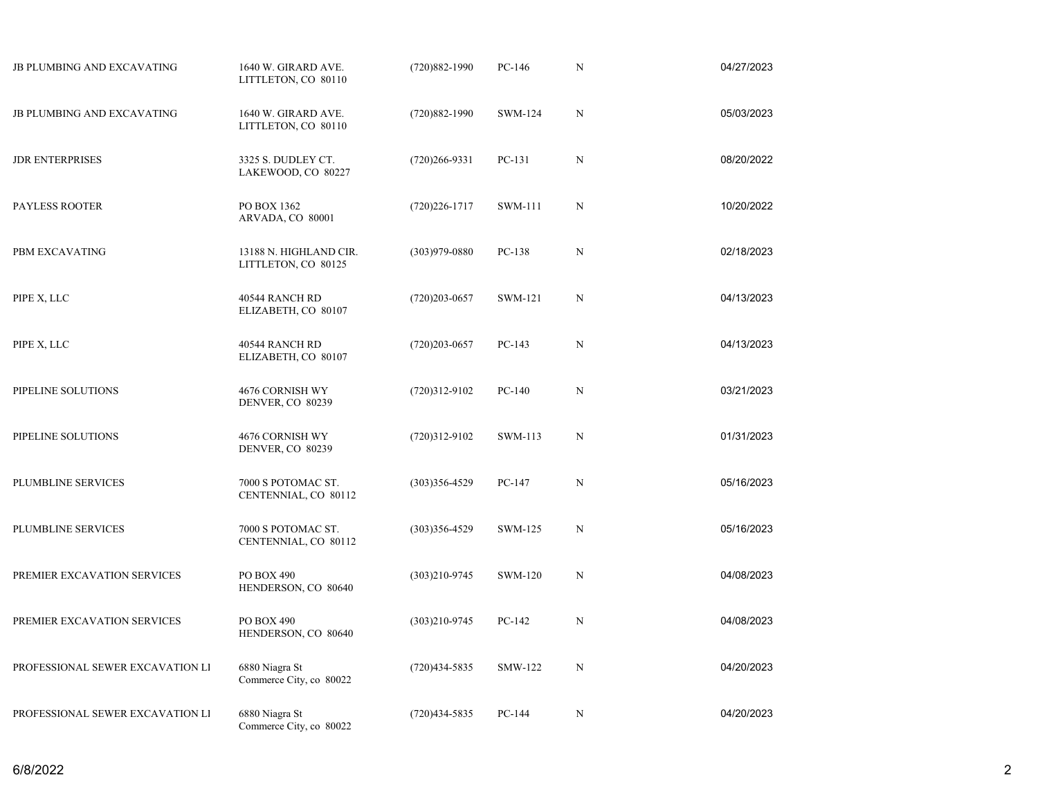| | | | | | |
|---|---|---|---|---|---|
| JB PLUMBING AND EXCAVATING | 1640 W. GIRARD AVE.<br>LITTLETON, CO 80110 | (720)882-1990 | PC-146 | N | 04/27/2023 |
| JB PLUMBING AND EXCAVATING | 1640 W. GIRARD AVE.<br>LITTLETON, CO 80110 | (720)882-1990 | SWM-124 | N | 05/03/2023 |
| JDR ENTERPRISES | 3325 S. DUDLEY CT.<br>LAKEWOOD, CO 80227 | (720)266-9331 | PC-131 | N | 08/20/2022 |
| PAYLESS ROOTER | PO BOX 1362<br>ARVADA, CO 80001 | (720)226-1717 | SWM-111 | N | 10/20/2022 |
| PBM EXCAVATING | 13188 N. HIGHLAND CIR.<br>LITTLETON, CO 80125 | (303)979-0880 | PC-138 | N | 02/18/2023 |
| PIPE X, LLC | 40544 RANCH RD<br>ELIZABETH, CO 80107 | (720)203-0657 | SWM-121 | N | 04/13/2023 |
| PIPE X, LLC | 40544 RANCH RD<br>ELIZABETH, CO 80107 | (720)203-0657 | PC-143 | N | 04/13/2023 |
| PIPELINE SOLUTIONS | 4676 CORNISH WY<br>DENVER, CO 80239 | (720)312-9102 | PC-140 | N | 03/21/2023 |
| PIPELINE SOLUTIONS | 4676 CORNISH WY<br>DENVER, CO 80239 | (720)312-9102 | SWM-113 | N | 01/31/2023 |
| PLUMBLINE SERVICES | 7000 S POTOMAC ST.<br>CENTENNIAL, CO 80112 | (303)356-4529 | PC-147 | N | 05/16/2023 |
| PLUMBLINE SERVICES | 7000 S POTOMAC ST.<br>CENTENNIAL, CO 80112 | (303)356-4529 | SWM-125 | N | 05/16/2023 |
| PREMIER EXCAVATION SERVICES | PO BOX 490<br>HENDERSON, CO 80640 | (303)210-9745 | SWM-120 | N | 04/08/2023 |
| PREMIER EXCAVATION SERVICES | PO BOX 490<br>HENDERSON, CO 80640 | (303)210-9745 | PC-142 | N | 04/08/2023 |
| PROFESSIONAL SEWER EXCAVATION LI | 6880 Niagra St<br>Commerce City, co 80022 | (720)434-5835 | SMW-122 | N | 04/20/2023 |
| PROFESSIONAL SEWER EXCAVATION LI | 6880 Niagra St<br>Commerce City, co 80022 | (720)434-5835 | PC-144 | N | 04/20/2023 |

6/8/2022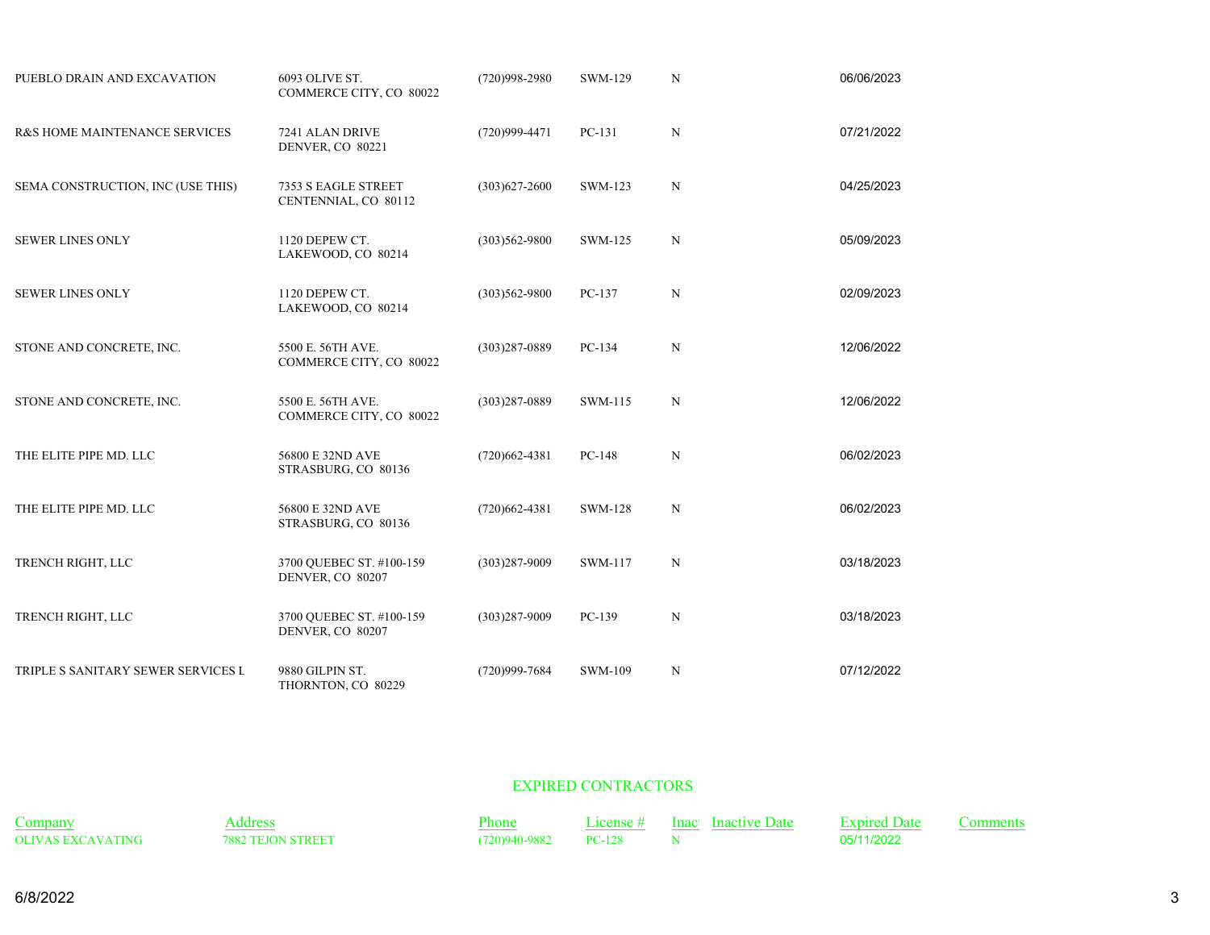| Company | Address | Phone | License # | Inac | Inactive Date | Expired Date | Comments |
|---|---|---|---|---|---|---|---|
| PUEBLO DRAIN AND EXCAVATION | 6093 OLIVE ST.<br>COMMERCE CITY, CO 80022 | (720)998-2980 | SWM-129 | N | | 06/06/2023 | |
| R&S HOME MAINTENANCE SERVICES | 7241 ALAN DRIVE<br>DENVER, CO 80221 | (720)999-4471 | PC-131 | N | | 07/21/2022 | |
| SEMA CONSTRUCTION, INC (USE THIS) | 7353 S EAGLE STREET<br>CENTENNIAL, CO 80112 | (303)627-2600 | SWM-123 | N | | 04/25/2023 | |
| SEWER LINES ONLY | 1120 DEPEW CT.<br>LAKEWOOD, CO 80214 | (303)562-9800 | SWM-125 | N | | 05/09/2023 | |
| SEWER LINES ONLY | 1120 DEPEW CT.<br>LAKEWOOD, CO 80214 | (303)562-9800 | PC-137 | N | | 02/09/2023 | |
| STONE AND CONCRETE, INC. | 5500 E. 56TH AVE.<br>COMMERCE CITY, CO 80022 | (303)287-0889 | PC-134 | N | | 12/06/2022 | |
| STONE AND CONCRETE, INC. | 5500 E. 56TH AVE.<br>COMMERCE CITY, CO 80022 | (303)287-0889 | SWM-115 | N | | 12/06/2022 | |
| THE ELITE PIPE MD. LLC | 56800 E 32ND AVE<br>STRASBURG, CO 80136 | (720)662-4381 | PC-148 | N | | 06/02/2023 | |
| THE ELITE PIPE MD. LLC | 56800 E 32ND AVE<br>STRASBURG, CO 80136 | (720)662-4381 | SWM-128 | N | | 06/02/2023 | |
| TRENCH RIGHT, LLC | 3700 QUEBEC ST. #100-159<br>DENVER, CO 80207 | (303)287-9009 | SWM-117 | N | | 03/18/2023 | |
| TRENCH RIGHT, LLC | 3700 QUEBEC ST. #100-159<br>DENVER, CO 80207 | (303)287-9009 | PC-139 | N | | 03/18/2023 | |
| TRIPLE S SANITARY SEWER SERVICES L | 9880 GILPIN ST.<br>THORNTON, CO 80229 | (720)999-7684 | SWM-109 | N | | 07/12/2022 | |

## EXPIRED CONTRACTORS

| Company | Address | Phone | License # | Inac | Inactive Date | Expired Date | Comments |
|---|---|---|---|---|---|---|---|
| OLIVAS EXCAVATING | 7882 TEJON STREET | (720)940-9882 | PC-128 | N | | 05/11/2022 | |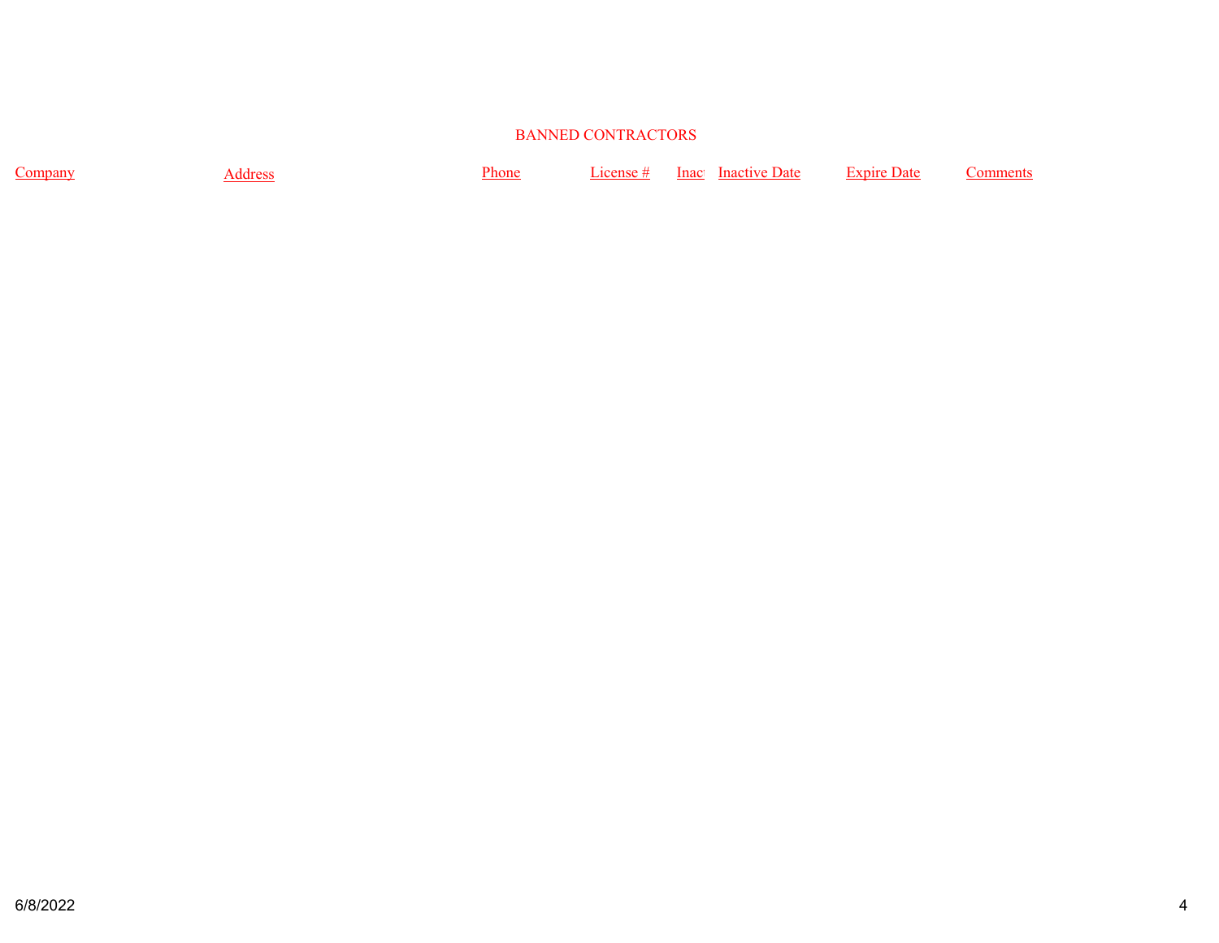BANNED CONTRACTORS

| Company | Address | Phone | License # | Inac | Inactive Date | Expire Date | Comments |
|---|---|---|---|---|---|---|---|